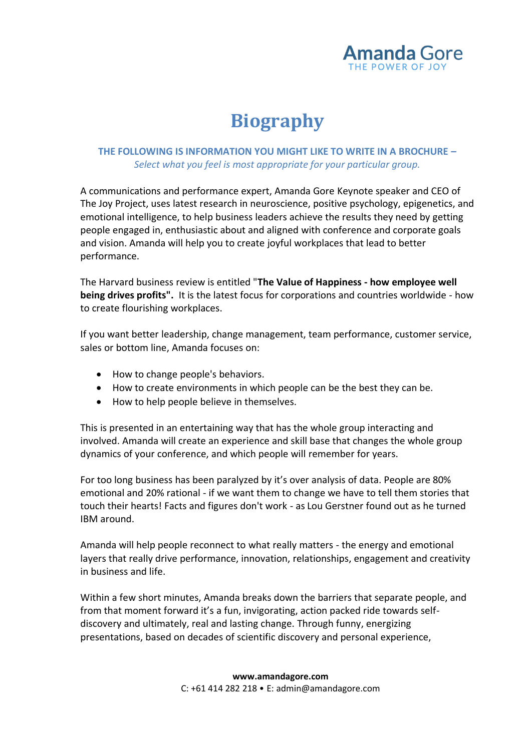Amanda Gore
THE POWER OF JOY

# Biography

**THE FOLLOWING IS INFORMATION YOU MIGHT LIKE TO WRITE IN A BROCHURE –**
*Select what you feel is most appropriate for your particular group.*

A communications and performance expert, Amanda Gore Keynote speaker and CEO of The Joy Project, uses latest research in neuroscience, positive psychology, epigenetics, and emotional intelligence, to help business leaders achieve the results they need by getting people engaged in, enthusiastic about and aligned with conference and corporate goals and vision. Amanda will help you to create joyful workplaces that lead to better performance.

The Harvard business review is entitled "**The Value of Happiness - how employee well being drives profits".** It is the latest focus for corporations and countries worldwide - how to create flourishing workplaces.

If you want better leadership, change management, team performance, customer service, sales or bottom line, Amanda focuses on:

- How to change people's behaviors.
- How to create environments in which people can be the best they can be.
- How to help people believe in themselves.

This is presented in an entertaining way that has the whole group interacting and involved. Amanda will create an experience and skill base that changes the whole group dynamics of your conference, and which people will remember for years.

For too long business has been paralyzed by it's over analysis of data. People are 80% emotional and 20% rational - if we want them to change we have to tell them stories that touch their hearts! Facts and figures don't work - as Lou Gerstner found out as he turned IBM around.

Amanda will help people reconnect to what really matters - the energy and emotional layers that really drive performance, innovation, relationships, engagement and creativity in business and life.

Within a few short minutes, Amanda breaks down the barriers that separate people, and from that moment forward it's a fun, invigorating, action packed ride towards self-discovery and ultimately, real and lasting change. Through funny, energizing presentations, based on decades of scientific discovery and personal experience,

**www.amandagore.com**
C: +61 414 282 218 • E: admin@amandagore.com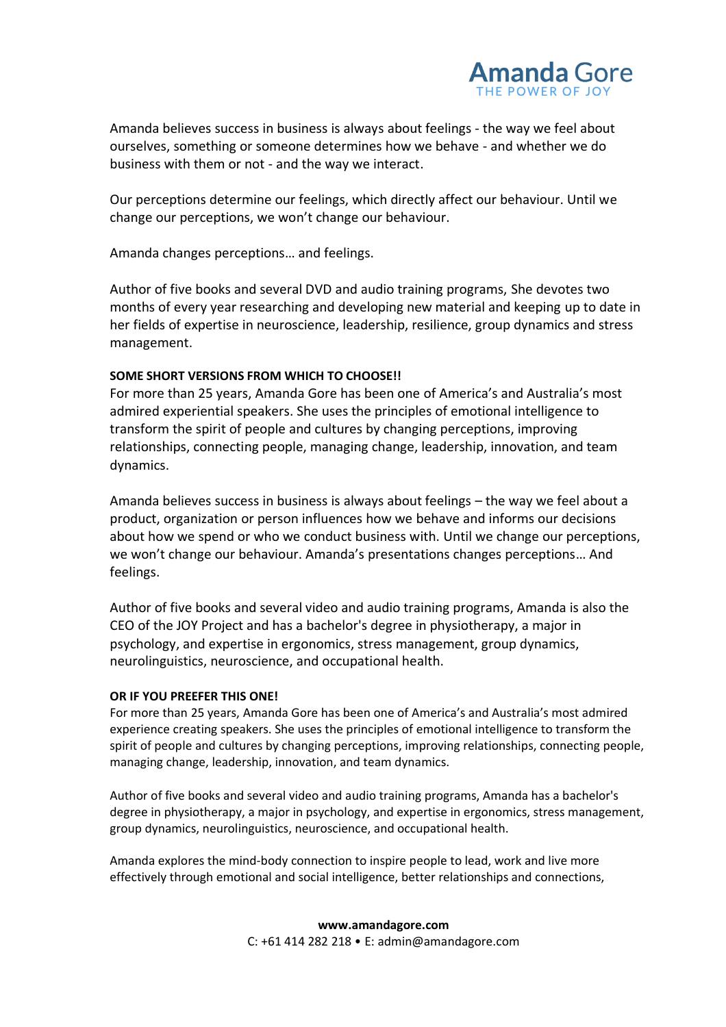Amanda believes success in business is always about feelings - the way we feel about ourselves, something or someone determines how we behave - and whether we do business with them or not - and the way we interact.

Our perceptions determine our feelings, which directly affect our behaviour. Until we change our perceptions, we won't change our behaviour.

Amanda changes perceptions… and feelings.

Author of five books and several DVD and audio training programs, She devotes two months of every year researching and developing new material and keeping up to date in her fields of expertise in neuroscience, leadership, resilience, group dynamics and stress management.

**SOME SHORT VERSIONS FROM WHICH TO CHOOSE!!**

For more than 25 years, Amanda Gore has been one of America's and Australia's most admired experiential speakers. She uses the principles of emotional intelligence to transform the spirit of people and cultures by changing perceptions, improving relationships, connecting people, managing change, leadership, innovation, and team dynamics.

Amanda believes success in business is always about feelings – the way we feel about a product, organization or person influences how we behave and informs our decisions about how we spend or who we conduct business with. Until we change our perceptions, we won't change our behaviour. Amanda's presentations changes perceptions… And feelings.

Author of five books and several video and audio training programs, Amanda is also the CEO of the JOY Project and has a bachelor's degree in physiotherapy, a major in psychology, and expertise in ergonomics, stress management, group dynamics, neurolinguistics, neuroscience, and occupational health.

**OR IF YOU PREEFER THIS ONE!**

For more than 25 years, Amanda Gore has been one of America's and Australia's most admired experience creating speakers. She uses the principles of emotional intelligence to transform the spirit of people and cultures by changing perceptions, improving relationships, connecting people, managing change, leadership, innovation, and team dynamics.

Author of five books and several video and audio training programs, Amanda has a bachelor's degree in physiotherapy, a major in psychology, and expertise in ergonomics, stress management, group dynamics, neurolinguistics, neuroscience, and occupational health.

Amanda explores the mind-body connection to inspire people to lead, work and live more effectively through emotional and social intelligence, better relationships and connections,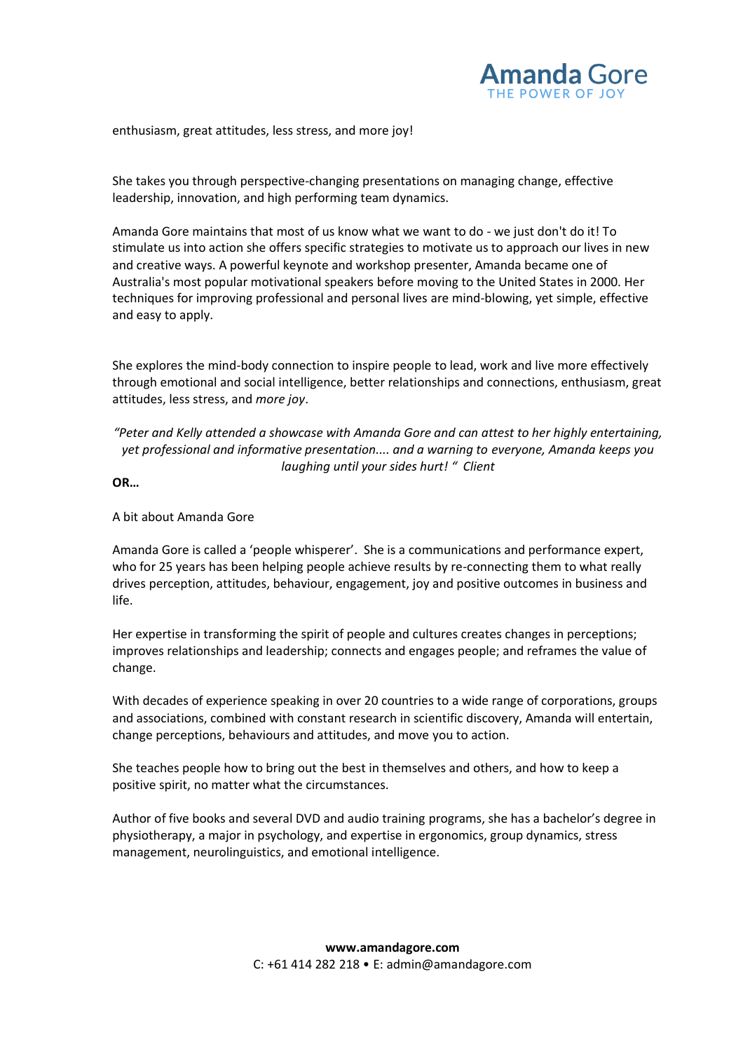enthusiasm, great attitudes, less stress, and more joy!

She takes you through perspective-changing presentations on managing change, effective leadership, innovation, and high performing team dynamics.

Amanda Gore maintains that most of us know what we want to do - we just don't do it! To stimulate us into action she offers specific strategies to motivate us to approach our lives in new and creative ways. A powerful keynote and workshop presenter, Amanda became one of Australia's most popular motivational speakers before moving to the United States in 2000. Her techniques for improving professional and personal lives are mind-blowing, yet simple, effective and easy to apply.

She explores the mind-body connection to inspire people to lead, work and live more effectively through emotional and social intelligence, better relationships and connections, enthusiasm, great attitudes, less stress, and *more joy*.

*"Peter and Kelly attended a showcase with Amanda Gore and can attest to her highly entertaining, yet professional and informative presentation.... and a warning to everyone, Amanda keeps you laughing until your sides hurt! " Client*

**OR…**

A bit about Amanda Gore

Amanda Gore is called a 'people whisperer'. She is a communications and performance expert, who for 25 years has been helping people achieve results by re-connecting them to what really drives perception, attitudes, behaviour, engagement, joy and positive outcomes in business and life.

Her expertise in transforming the spirit of people and cultures creates changes in perceptions; improves relationships and leadership; connects and engages people; and reframes the value of change.

With decades of experience speaking in over 20 countries to a wide range of corporations, groups and associations, combined with constant research in scientific discovery, Amanda will entertain, change perceptions, behaviours and attitudes, and move you to action.

She teaches people how to bring out the best in themselves and others, and how to keep a positive spirit, no matter what the circumstances.

Author of five books and several DVD and audio training programs, she has a bachelor's degree in physiotherapy, a major in psychology, and expertise in ergonomics, group dynamics, stress management, neurolinguistics, and emotional intelligence.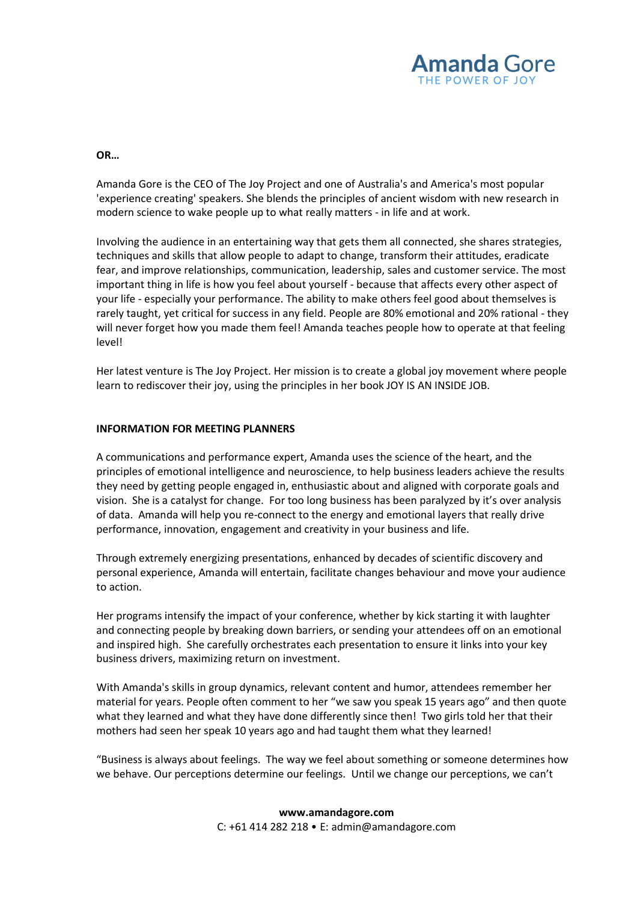**OR…**

Amanda Gore is the CEO of The Joy Project and one of Australia's and America's most popular 'experience creating' speakers. She blends the principles of ancient wisdom with new research in modern science to wake people up to what really matters - in life and at work.

Involving the audience in an entertaining way that gets them all connected, she shares strategies, techniques and skills that allow people to adapt to change, transform their attitudes, eradicate fear, and improve relationships, communication, leadership, sales and customer service. The most important thing in life is how you feel about yourself - because that affects every other aspect of your life - especially your performance. The ability to make others feel good about themselves is rarely taught, yet critical for success in any field. People are 80% emotional and 20% rational - they will never forget how you made them feel! Amanda teaches people how to operate at that feeling level!

Her latest venture is The Joy Project. Her mission is to create a global joy movement where people learn to rediscover their joy, using the principles in her book JOY IS AN INSIDE JOB.

**INFORMATION FOR MEETING PLANNERS**

A communications and performance expert, Amanda uses the science of the heart, and the principles of emotional intelligence and neuroscience, to help business leaders achieve the results they need by getting people engaged in, enthusiastic about and aligned with corporate goals and vision. She is a catalyst for change. For too long business has been paralyzed by it's over analysis of data. Amanda will help you re-connect to the energy and emotional layers that really drive performance, innovation, engagement and creativity in your business and life.

Through extremely energizing presentations, enhanced by decades of scientific discovery and personal experience, Amanda will entertain, facilitate changes behaviour and move your audience to action.

Her programs intensify the impact of your conference, whether by kick starting it with laughter and connecting people by breaking down barriers, or sending your attendees off on an emotional and inspired high. She carefully orchestrates each presentation to ensure it links into your key business drivers, maximizing return on investment.

With Amanda's skills in group dynamics, relevant content and humor, attendees remember her material for years. People often comment to her "we saw you speak 15 years ago" and then quote what they learned and what they have done differently since then! Two girls told her that their mothers had seen her speak 10 years ago and had taught them what they learned!

"Business is always about feelings. The way we feel about something or someone determines how we behave. Our perceptions determine our feelings. Until we change our perceptions, we can't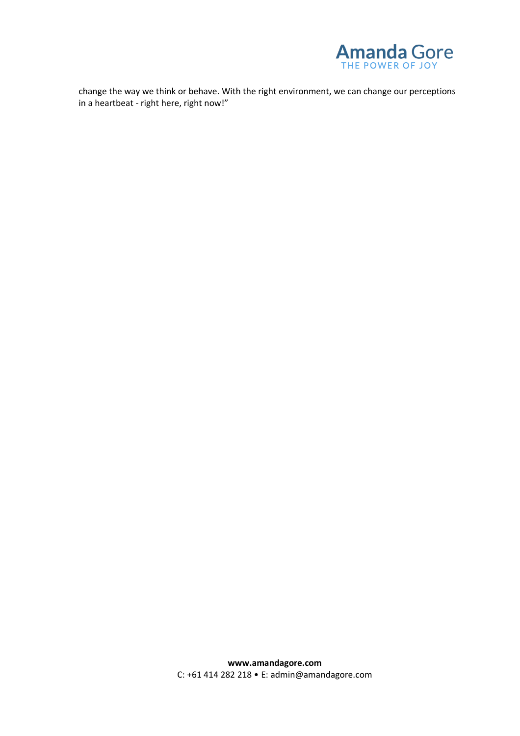change the way we think or behave. With the right environment, we can change our perceptions in a heartbeat - right here, right now!"